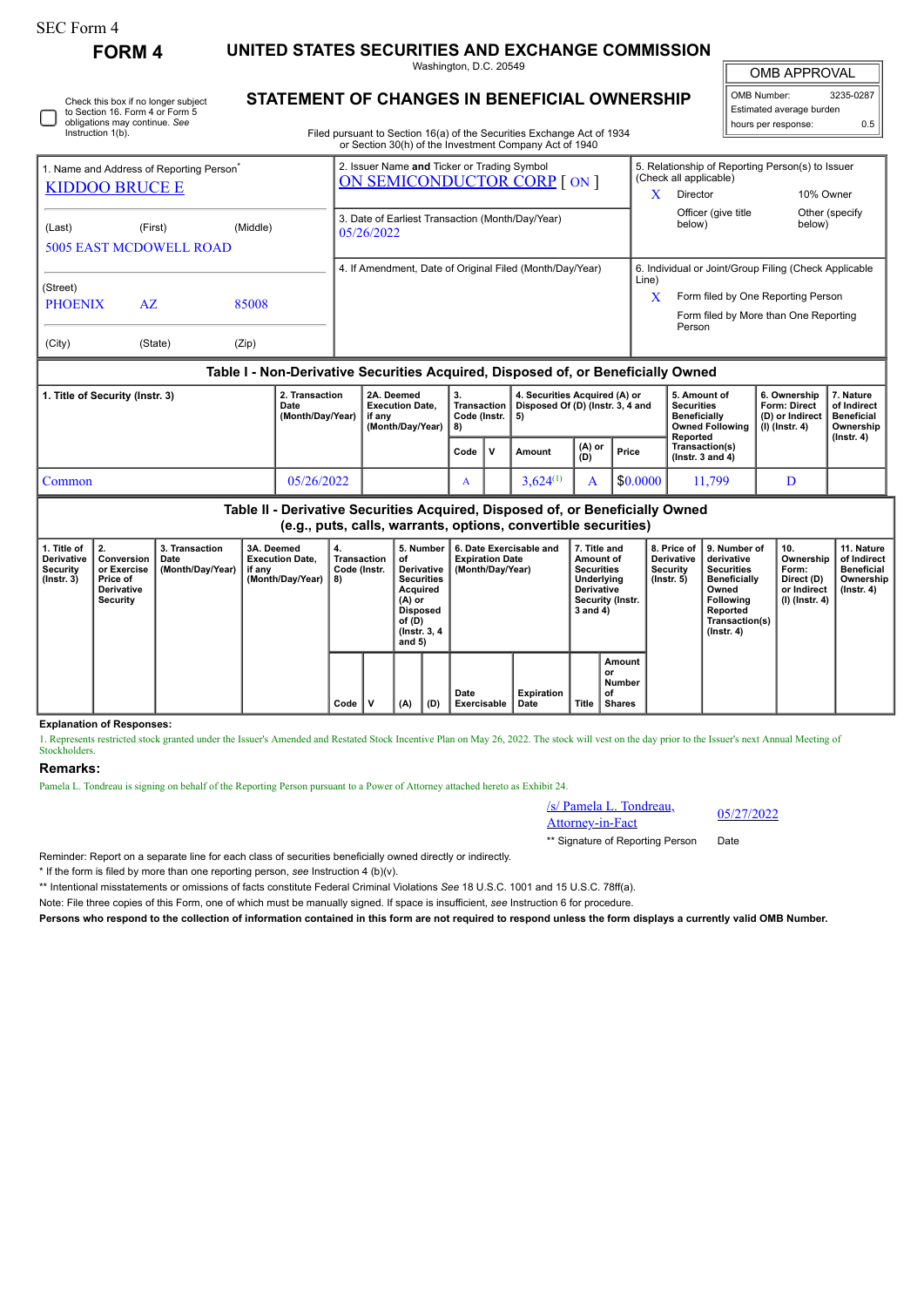SEC Form 4

# FORM 4

## UNITED STATES SECURITIES AND EXCHANGE COMMISSION

Washington, D.C. 20549

## STATEMENT OF CHANGES IN BENEFICIAL OWNERSHIP

Filed pursuant to Section 16(a) of the Securities Exchange Act of 1934 or Section 30(h) of the Investment Company Act of 1940

| OMB APPROVAL | |
|---|---|
| OMB Number: | 3235-0287 |
| Estimated average burden hours per response: | 0.5 |

☐ Check this box if no longer subject to Section 16. Form 4 or Form 5 obligations may continue. *See* Instruction 1(b).

| 1. Name and Address of Reporting Person* | 2. Issuer Name **and** Ticker or Trading Symbol | 5. Relationship of Reporting Person(s) to Issuer (Check all applicable) |
|---|---|---|
| KIDDOO BRUCE E | ON SEMICONDUCTOR CORP [ ON ] | X Director; 10% Owner; Officer (give title below); Other (specify below) |
| (Last) (First) (Middle) 5005 EAST MCDOWELL ROAD | 3. Date of Earliest Transaction (Month/Day/Year) 05/26/2022 | |
| (Street) PHOENIX AZ 85008 (City) (State) (Zip) | 4. If Amendment, Date of Original Filed (Month/Day/Year) | 6. Individual or Joint/Group Filing (Check Applicable Line) X Form filed by One Reporting Person; Form filed by More than One Reporting Person |

### Table I - Non-Derivative Securities Acquired, Disposed of, or Beneficially Owned

| 1. Title of Security (Instr. 3) | 2. Transaction Date (Month/Day/Year) | 2A. Deemed Execution Date, if any (Month/Day/Year) | 3. Transaction Code (Instr. 8) | | 4. Securities Acquired (A) or Disposed Of (D) (Instr. 3, 4 and 5) | | | 5. Amount of Securities Beneficially Owned Following Reported Transaction(s) (Instr. 3 and 4) | 6. Ownership Form: Direct (D) or Indirect (I) (Instr. 4) | 7. Nature of Indirect Beneficial Ownership (Instr. 4) |
|---|---|---|---|---|---|---|---|---|---|---|
| | | | Code | V | Amount | (A) or (D) | Price | | | |
| Common | 05/26/2022 | | A | | 3,624[(1)] | A | $0.0000 | 11,799 | D | |

### Table II - Derivative Securities Acquired, Disposed of, or Beneficially Owned (e.g., puts, calls, warrants, options, convertible securities)

| 1. Title of Derivative Security (Instr. 3) | 2. Conversion or Exercise Price of Derivative Security | 3. Transaction Date (Month/Day/Year) | 3A. Deemed Execution Date, if any (Month/Day/Year) | 4. Transaction Code (Instr. 8) | | 5. Number of Derivative Securities Acquired (A) or Disposed of (D) (Instr. 3, 4 and 5) | | 6. Date Exercisable and Expiration Date (Month/Day/Year) | | 7. Title and Amount of Securities Underlying Derivative Security (Instr. 3 and 4) | | 8. Price of Derivative Security (Instr. 5) | 9. Number of derivative Securities Beneficially Owned Following Reported Transaction(s) (Instr. 4) | 10. Ownership Form: Direct (D) or Indirect (I) (Instr. 4) | 11. Nature of Indirect Beneficial Ownership (Instr. 4) |
|---|---|---|---|---|---|---|---|---|---|---|---|---|---|---|---|
| | | | | Code | V | (A) | (D) | Date Exercisable | Expiration Date | Title | Amount or Number of Shares | | | | |

**Explanation of Responses:**

1. Represents restricted stock granted under the Issuer's Amended and Restated Stock Incentive Plan on May 26, 2022. The stock will vest on the day prior to the Issuer's next Annual Meeting of Stockholders.

## Remarks:

Pamela L. Tondreau is signing on behalf of the Reporting Person pursuant to a Power of Attorney attached hereto as Exhibit 24.

/s/ Pamela L. Tondreau, Attorney-in-Fact — 05/27/2022

** Signature of Reporting Person — Date

Reminder: Report on a separate line for each class of securities beneficially owned directly or indirectly.

* If the form is filed by more than one reporting person, *see* Instruction 4 (b)(v).

** Intentional misstatements or omissions of facts constitute Federal Criminal Violations *See* 18 U.S.C. 1001 and 15 U.S.C. 78ff(a).

Note: File three copies of this Form, one of which must be manually signed. If space is insufficient, *see* Instruction 6 for procedure.

**Persons who respond to the collection of information contained in this form are not required to respond unless the form displays a currently valid OMB Number.**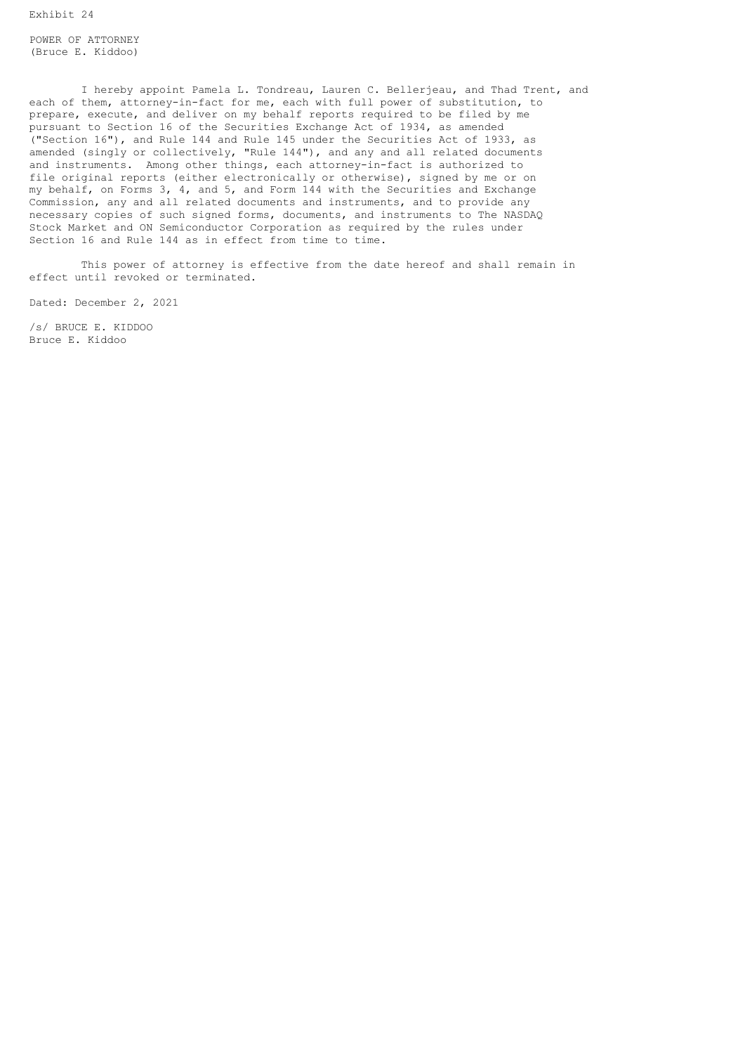Exhibit 24

POWER OF ATTORNEY
(Bruce E. Kiddoo)

I hereby appoint Pamela L. Tondreau, Lauren C. Bellerjeau, and Thad Trent, and each of them, attorney-in-fact for me, each with full power of substitution, to prepare, execute, and deliver on my behalf reports required to be filed by me pursuant to Section 16 of the Securities Exchange Act of 1934, as amended ("Section 16"), and Rule 144 and Rule 145 under the Securities Act of 1933, as amended (singly or collectively, "Rule 144"), and any and all related documents and instruments. Among other things, each attorney-in-fact is authorized to file original reports (either electronically or otherwise), signed by me or on my behalf, on Forms 3, 4, and 5, and Form 144 with the Securities and Exchange Commission, any and all related documents and instruments, and to provide any necessary copies of such signed forms, documents, and instruments to The NASDAQ Stock Market and ON Semiconductor Corporation as required by the rules under Section 16 and Rule 144 as in effect from time to time.

This power of attorney is effective from the date hereof and shall remain in effect until revoked or terminated.

Dated: December 2, 2021

/s/ BRUCE E. KIDDOO
Bruce E. Kiddoo